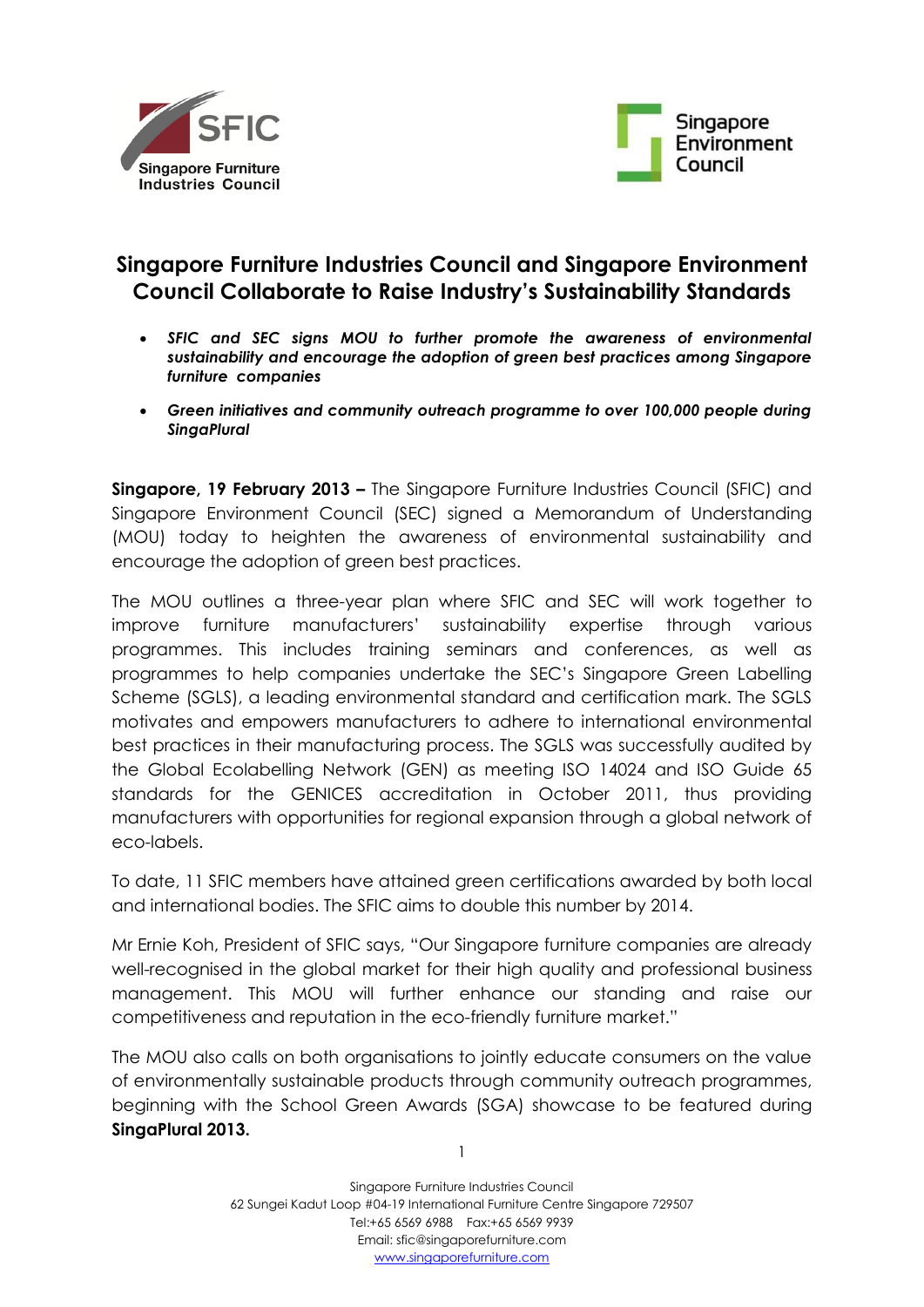# Singapore Furniture Industries Council and Singapore Environment Council Collaborate to Raise Industry's Sustainability Standards

- ***SFIC and SEC signs MOU to further promote the awareness of environmental sustainability and encourage the adoption of green best practices among Singapore furniture companies***
- ***Green initiatives and community outreach programme to over 100,000 people during SingaPlural***

**Singapore, 19 February 2013 –** The Singapore Furniture Industries Council (SFIC) and Singapore Environment Council (SEC) signed a Memorandum of Understanding (MOU) today to heighten the awareness of environmental sustainability and encourage the adoption of green best practices.

The MOU outlines a three-year plan where SFIC and SEC will work together to improve furniture manufacturers' sustainability expertise through various programmes. This includes training seminars and conferences, as well as programmes to help companies undertake the SEC's Singapore Green Labelling Scheme (SGLS), a leading environmental standard and certification mark. The SGLS motivates and empowers manufacturers to adhere to international environmental best practices in their manufacturing process. The SGLS was successfully audited by the Global Ecolabelling Network (GEN) as meeting ISO 14024 and ISO Guide 65 standards for the GENICES accreditation in October 2011, thus providing manufacturers with opportunities for regional expansion through a global network of eco-labels.

To date, 11 SFIC members have attained green certifications awarded by both local and international bodies. The SFIC aims to double this number by 2014.

Mr Ernie Koh, President of SFIC says, "Our Singapore furniture companies are already well-recognised in the global market for their high quality and professional business management. This MOU will further enhance our standing and raise our competitiveness and reputation in the eco-friendly furniture market."

The MOU also calls on both organisations to jointly educate consumers on the value of environmentally sustainable products through community outreach programmes, beginning with the School Green Awards (SGA) showcase to be featured during **SingaPlural 2013.**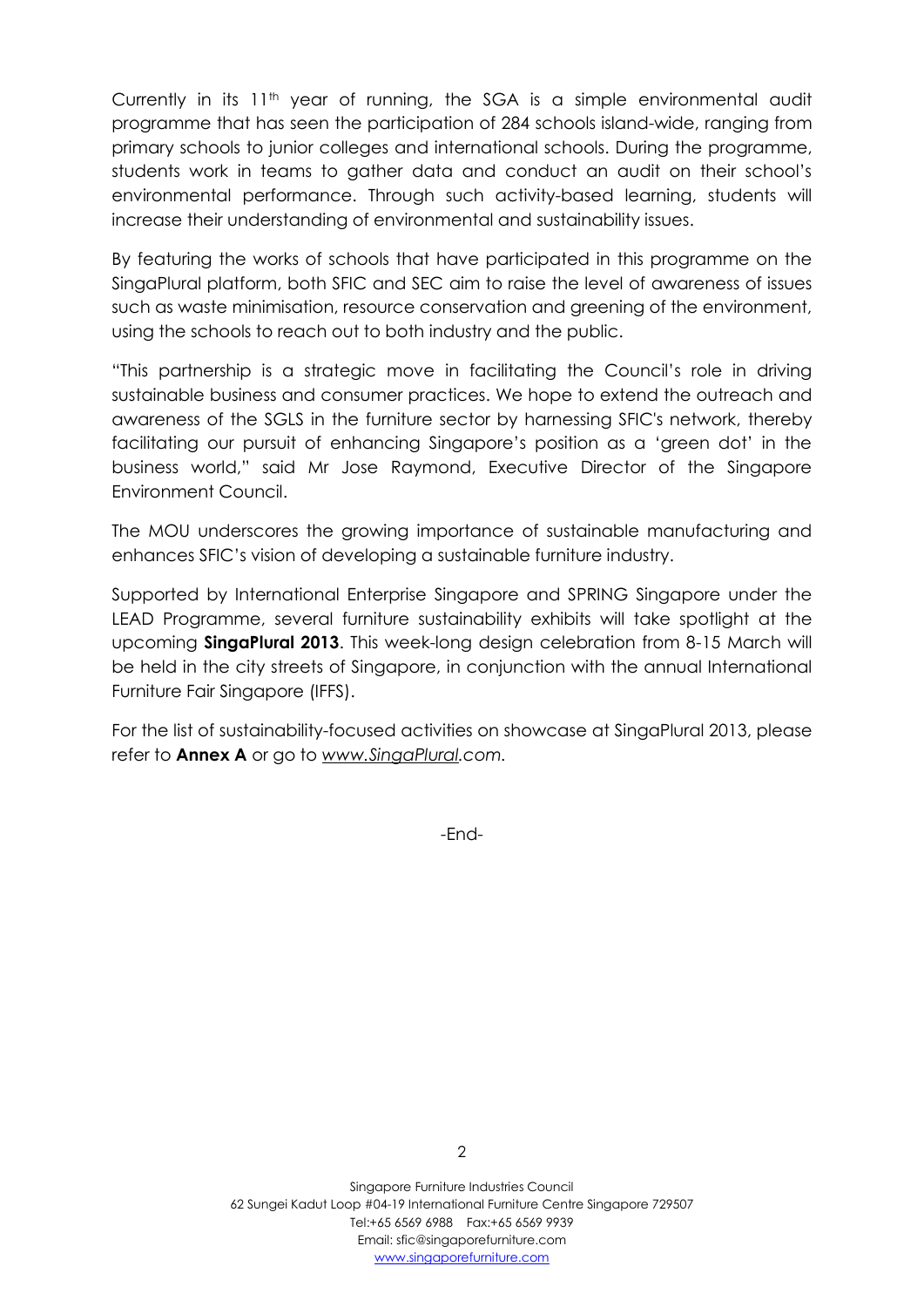Currently in its 11th year of running, the SGA is a simple environmental audit programme that has seen the participation of 284 schools island-wide, ranging from primary schools to junior colleges and international schools. During the programme, students work in teams to gather data and conduct an audit on their school's environmental performance. Through such activity-based learning, students will increase their understanding of environmental and sustainability issues.

By featuring the works of schools that have participated in this programme on the SingaPlural platform, both SFIC and SEC aim to raise the level of awareness of issues such as waste minimisation, resource conservation and greening of the environment, using the schools to reach out to both industry and the public.

"This partnership is a strategic move in facilitating the Council's role in driving sustainable business and consumer practices. We hope to extend the outreach and awareness of the SGLS in the furniture sector by harnessing SFIC's network, thereby facilitating our pursuit of enhancing Singapore's position as a 'green dot' in the business world," said Mr Jose Raymond, Executive Director of the Singapore Environment Council.

The MOU underscores the growing importance of sustainable manufacturing and enhances SFIC's vision of developing a sustainable furniture industry.

Supported by International Enterprise Singapore and SPRING Singapore under the LEAD Programme, several furniture sustainability exhibits will take spotlight at the upcoming **SingaPlural 2013**. This week-long design celebration from 8-15 March will be held in the city streets of Singapore, in conjunction with the annual International Furniture Fair Singapore (IFFS).

For the list of sustainability-focused activities on showcase at SingaPlural 2013, please refer to **Annex A** or go to *www.SingaPlural.com*.

-End-

Singapore Furniture Industries Council
62 Sungei Kadut Loop #04-19 International Furniture Centre Singapore 729507
Tel:+65 6569 6988 Fax:+65 6569 9939
Email: sfic@singaporefurniture.com
www.singaporefurniture.com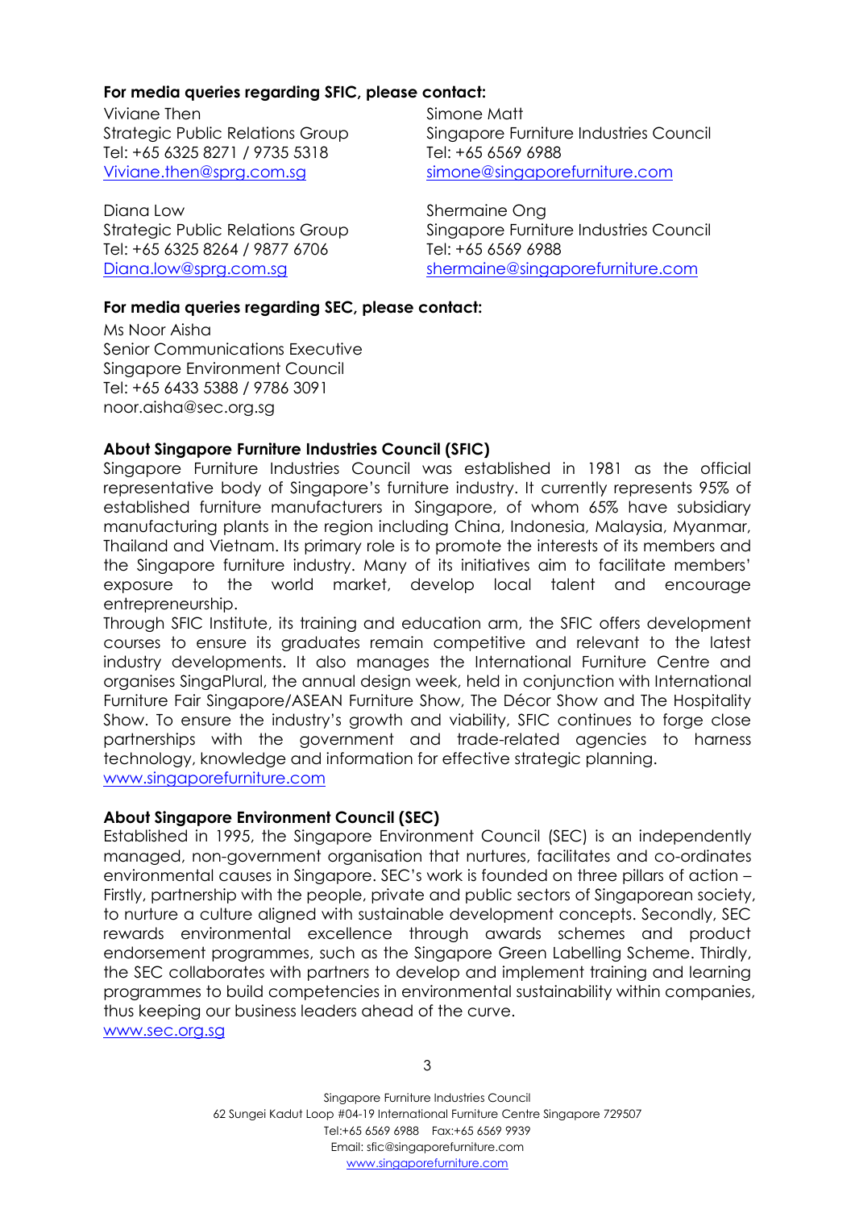**For media queries regarding SFIC, please contact:**

Viviane Then
Strategic Public Relations Group
Tel: +65 6325 8271 / 9735 5318
[Viviane.then@sprg.com.sg](mailto:Viviane.then@sprg.com.sg)

Simone Matt
Singapore Furniture Industries Council
Tel: +65 6569 6988
[simone@singaporefurniture.com](mailto:simone@singaporefurniture.com)

Diana Low
Strategic Public Relations Group
Tel: +65 6325 8264 / 9877 6706
[Diana.low@sprg.com.sg](mailto:Diana.low@sprg.com.sg)

Shermaine Ong
Singapore Furniture Industries Council
Tel: +65 6569 6988
[shermaine@singaporefurniture.com](mailto:shermaine@singaporefurniture.com)

**For media queries regarding SEC, please contact:**

Ms Noor Aisha
Senior Communications Executive
Singapore Environment Council
Tel: +65 6433 5388 / 9786 3091
noor.aisha@sec.org.sg

**About Singapore Furniture Industries Council (SFIC)**

Singapore Furniture Industries Council was established in 1981 as the official representative body of Singapore's furniture industry. It currently represents 95% of established furniture manufacturers in Singapore, of whom 65% have subsidiary manufacturing plants in the region including China, Indonesia, Malaysia, Myanmar, Thailand and Vietnam. Its primary role is to promote the interests of its members and the Singapore furniture industry. Many of its initiatives aim to facilitate members' exposure to the world market, develop local talent and encourage entrepreneurship.

Through SFIC Institute, its training and education arm, the SFIC offers development courses to ensure its graduates remain competitive and relevant to the latest industry developments. It also manages the International Furniture Centre and organises SingaPlural, the annual design week, held in conjunction with International Furniture Fair Singapore/ASEAN Furniture Show, The Décor Show and The Hospitality Show. To ensure the industry's growth and viability, SFIC continues to forge close partnerships with the government and trade-related agencies to harness technology, knowledge and information for effective strategic planning.
[www.singaporefurniture.com](http://www.singaporefurniture.com)

**About Singapore Environment Council (SEC)**

Established in 1995, the Singapore Environment Council (SEC) is an independently managed, non-government organisation that nurtures, facilitates and co-ordinates environmental causes in Singapore. SEC's work is founded on three pillars of action – Firstly, partnership with the people, private and public sectors of Singaporean society, to nurture a culture aligned with sustainable development concepts. Secondly, SEC rewards environmental excellence through awards schemes and product endorsement programmes, such as the Singapore Green Labelling Scheme. Thirdly, the SEC collaborates with partners to develop and implement training and learning programmes to build competencies in environmental sustainability within companies, thus keeping our business leaders ahead of the curve.
[www.sec.org.sg](http://www.sec.org.sg)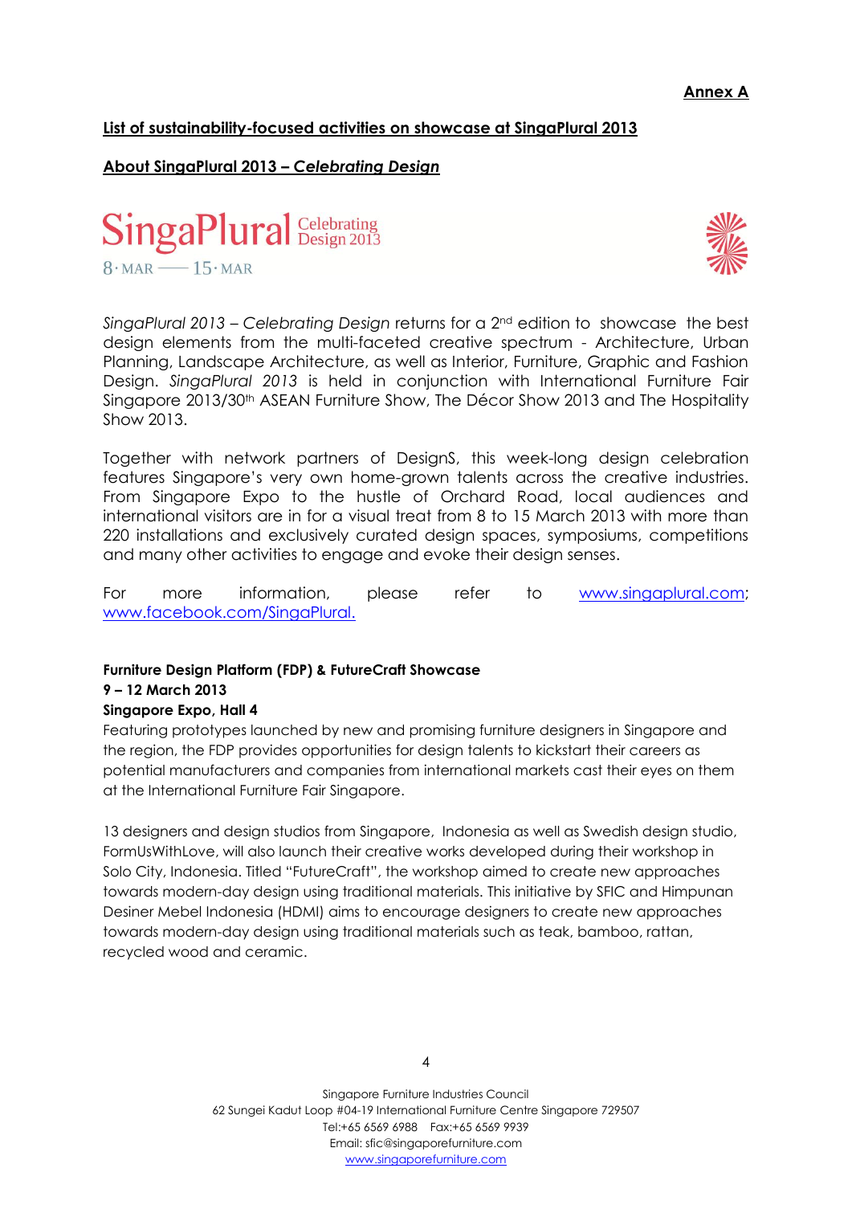**Annex A**

## List of sustainability-focused activities on showcase at SingaPlural 2013

### About SingaPlural 2013 – *Celebrating Design*

SingaPlural Celebrating Design 2013

8 · MAR —— 15 · MAR

*SingaPlural 2013 – Celebrating Design* returns for a 2nd edition to showcase the best design elements from the multi-faceted creative spectrum - Architecture, Urban Planning, Landscape Architecture, as well as Interior, Furniture, Graphic and Fashion Design. *SingaPlural 2013* is held in conjunction with International Furniture Fair Singapore 2013/30th ASEAN Furniture Show, The Décor Show 2013 and The Hospitality Show 2013.

Together with network partners of DesignS, this week-long design celebration features Singapore's very own home-grown talents across the creative industries. From Singapore Expo to the hustle of Orchard Road, local audiences and international visitors are in for a visual treat from 8 to 15 March 2013 with more than 220 installations and exclusively curated design spaces, symposiums, competitions and many other activities to engage and evoke their design senses.

For more information, please refer to www.singaplural.com; www.facebook.com/SingaPlural.

**Furniture Design Platform (FDP) & FutureCraft Showcase**
**9 – 12 March 2013**
**Singapore Expo, Hall 4**

Featuring prototypes launched by new and promising furniture designers in Singapore and the region, the FDP provides opportunities for design talents to kickstart their careers as potential manufacturers and companies from international markets cast their eyes on them at the International Furniture Fair Singapore.

13 designers and design studios from Singapore, Indonesia as well as Swedish design studio, FormUsWithLove, will also launch their creative works developed during their workshop in Solo City, Indonesia. Titled "FutureCraft", the workshop aimed to create new approaches towards modern-day design using traditional materials. This initiative by SFIC and Himpunan Desiner Mebel Indonesia (HDMI) aims to encourage designers to create new approaches towards modern-day design using traditional materials such as teak, bamboo, rattan, recycled wood and ceramic.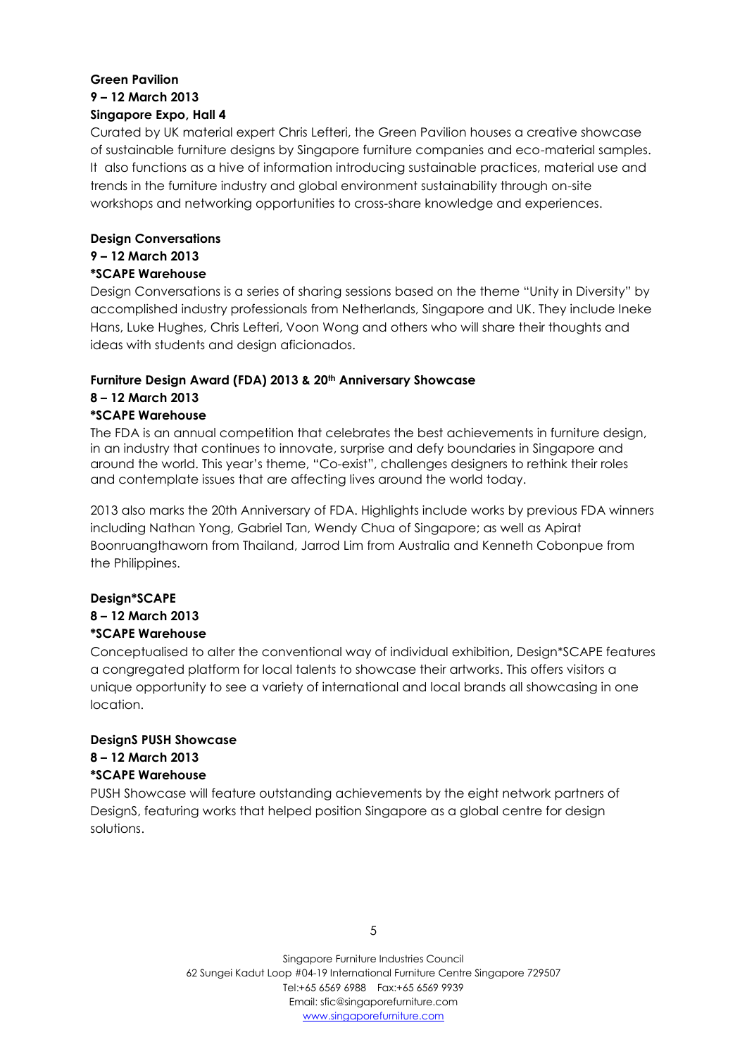**Green Pavilion**
**9 – 12 March 2013**
**Singapore Expo, Hall 4**

Curated by UK material expert Chris Lefteri, the Green Pavilion houses a creative showcase of sustainable furniture designs by Singapore furniture companies and eco-material samples. It also functions as a hive of information introducing sustainable practices, material use and trends in the furniture industry and global environment sustainability through on-site workshops and networking opportunities to cross-share knowledge and experiences.

**Design Conversations**
**9 – 12 March 2013**
***SCAPE Warehouse**

Design Conversations is a series of sharing sessions based on the theme "Unity in Diversity" by accomplished industry professionals from Netherlands, Singapore and UK. They include Ineke Hans, Luke Hughes, Chris Lefteri, Voon Wong and others who will share their thoughts and ideas with students and design aficionados.

**Furniture Design Award (FDA) 2013 & 20th Anniversary Showcase**
**8 – 12 March 2013**
***SCAPE Warehouse**

The FDA is an annual competition that celebrates the best achievements in furniture design, in an industry that continues to innovate, surprise and defy boundaries in Singapore and around the world. This year's theme, "Co-exist", challenges designers to rethink their roles and contemplate issues that are affecting lives around the world today.

2013 also marks the 20th Anniversary of FDA. Highlights include works by previous FDA winners including Nathan Yong, Gabriel Tan, Wendy Chua of Singapore; as well as Apirat Boonruangthaworn from Thailand, Jarrod Lim from Australia and Kenneth Cobonpue from the Philippines.

**Design*SCAPE**
**8 – 12 March 2013**
***SCAPE Warehouse**

Conceptualised to alter the conventional way of individual exhibition, Design*SCAPE features a congregated platform for local talents to showcase their artworks. This offers visitors a unique opportunity to see a variety of international and local brands all showcasing in one location.

**DesignS PUSH Showcase**
**8 – 12 March 2013**
***SCAPE Warehouse**

PUSH Showcase will feature outstanding achievements by the eight network partners of DesignS, featuring works that helped position Singapore as a global centre for design solutions.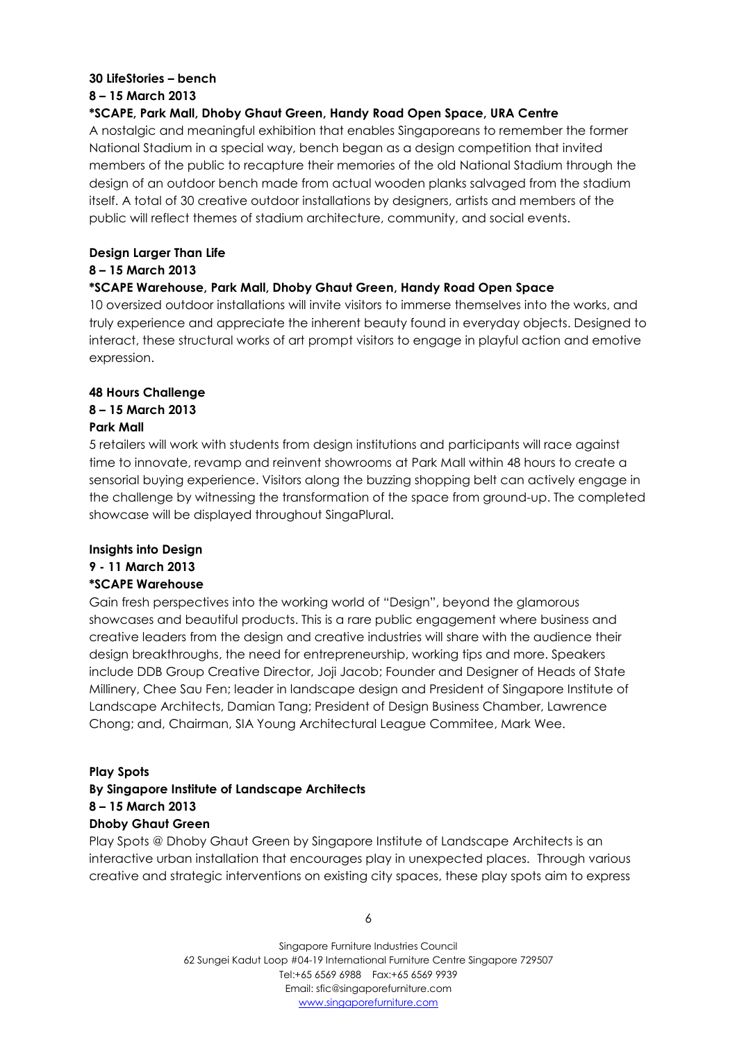**30 LifeStories – bench**
**8 – 15 March 2013**
**\*SCAPE, Park Mall, Dhoby Ghaut Green, Handy Road Open Space, URA Centre**

A nostalgic and meaningful exhibition that enables Singaporeans to remember the former National Stadium in a special way, bench began as a design competition that invited members of the public to recapture their memories of the old National Stadium through the design of an outdoor bench made from actual wooden planks salvaged from the stadium itself. A total of 30 creative outdoor installations by designers, artists and members of the public will reflect themes of stadium architecture, community, and social events.

**Design Larger Than Life**
**8 – 15 March 2013**
**\*SCAPE Warehouse, Park Mall, Dhoby Ghaut Green, Handy Road Open Space**

10 oversized outdoor installations will invite visitors to immerse themselves into the works, and truly experience and appreciate the inherent beauty found in everyday objects. Designed to interact, these structural works of art prompt visitors to engage in playful action and emotive expression.

**48 Hours Challenge**
**8 – 15 March 2013**
**Park Mall**

5 retailers will work with students from design institutions and participants will race against time to innovate, revamp and reinvent showrooms at Park Mall within 48 hours to create a sensorial buying experience. Visitors along the buzzing shopping belt can actively engage in the challenge by witnessing the transformation of the space from ground-up. The completed showcase will be displayed throughout SingaPlural.

**Insights into Design**
**9 - 11 March 2013**
**\*SCAPE Warehouse**

Gain fresh perspectives into the working world of "Design", beyond the glamorous showcases and beautiful products. This is a rare public engagement where business and creative leaders from the design and creative industries will share with the audience their design breakthroughs, the need for entrepreneurship, working tips and more. Speakers include DDB Group Creative Director, Joji Jacob; Founder and Designer of Heads of State Millinery, Chee Sau Fen; leader in landscape design and President of Singapore Institute of Landscape Architects, Damian Tang; President of Design Business Chamber, Lawrence Chong; and, Chairman, SIA Young Architectural League Commitee, Mark Wee.

**Play Spots**
**By Singapore Institute of Landscape Architects**
**8 – 15 March 2013**
**Dhoby Ghaut Green**

Play Spots @ Dhoby Ghaut Green by Singapore Institute of Landscape Architects is an interactive urban installation that encourages play in unexpected places. Through various creative and strategic interventions on existing city spaces, these play spots aim to express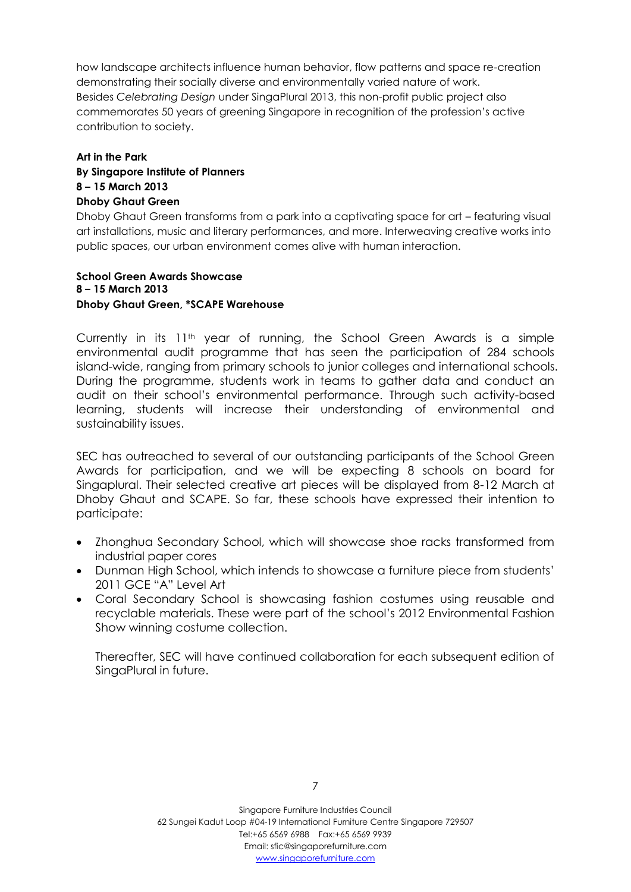how landscape architects influence human behavior, flow patterns and space re-creation demonstrating their socially diverse and environmentally varied nature of work. Besides *Celebrating Design* under SingaPlural 2013, this non-profit public project also commemorates 50 years of greening Singapore in recognition of the profession's active contribution to society.

**Art in the Park**
**By Singapore Institute of Planners**
**8 – 15 March 2013**
**Dhoby Ghaut Green**

Dhoby Ghaut Green transforms from a park into a captivating space for art – featuring visual art installations, music and literary performances, and more. Interweaving creative works into public spaces, our urban environment comes alive with human interaction.

**School Green Awards Showcase**
**8 – 15 March 2013**
**Dhoby Ghaut Green, *SCAPE Warehouse**

Currently in its 11th year of running, the School Green Awards is a simple environmental audit programme that has seen the participation of 284 schools island-wide, ranging from primary schools to junior colleges and international schools. During the programme, students work in teams to gather data and conduct an audit on their school's environmental performance. Through such activity-based learning, students will increase their understanding of environmental and sustainability issues.

SEC has outreached to several of our outstanding participants of the School Green Awards for participation, and we will be expecting 8 schools on board for Singaplural. Their selected creative art pieces will be displayed from 8-12 March at Dhoby Ghaut and SCAPE. So far, these schools have expressed their intention to participate:

- Zhonghua Secondary School, which will showcase shoe racks transformed from industrial paper cores
- Dunman High School, which intends to showcase a furniture piece from students' 2011 GCE "A" Level Art
- Coral Secondary School is showcasing fashion costumes using reusable and recyclable materials. These were part of the school's 2012 Environmental Fashion Show winning costume collection.

Thereafter, SEC will have continued collaboration for each subsequent edition of SingaPlural in future.